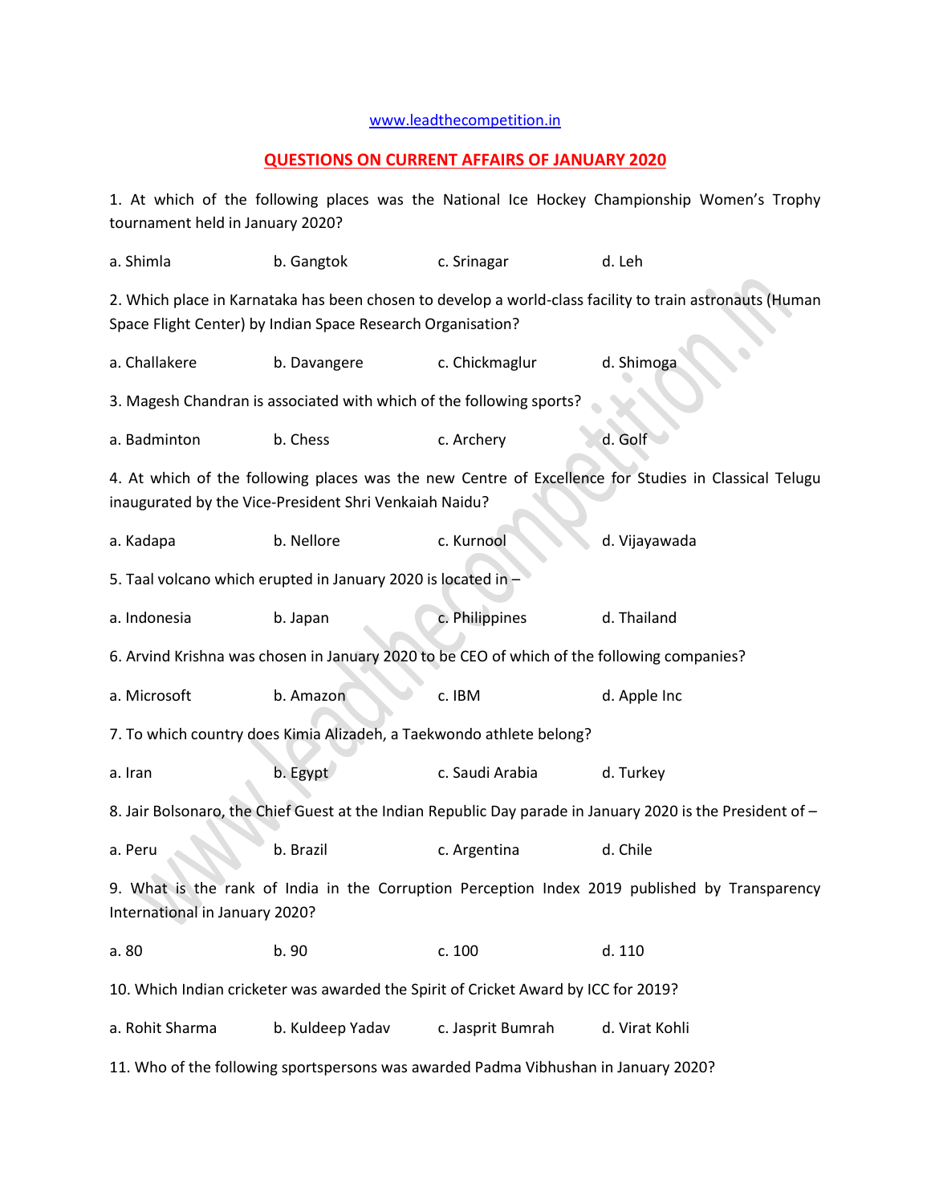www.leadthecompetition.in

## QUESTIONS ON CURRENT AFFAIRS OF JANUARY 2020

1. At which of the following places was the National Ice Hockey Championship Women's Trophy tournament held in January 2020?

a. Shimla b. Gangtok c. Srinagar d. Leh

2. Which place in Karnataka has been chosen to develop a world-class facility to train astronauts (Human Space Flight Center) by Indian Space Research Organisation?

a. Challakere b. Davangere c. Chickmaglur d. Shimoga

3. Magesh Chandran is associated with which of the following sports?

a. Badminton b. Chess c. Archery d. Golf

4. At which of the following places was the new Centre of Excellence for Studies in Classical Telugu inaugurated by the Vice-President Shri Venkaiah Naidu?

a. Kadapa b. Nellore c. Kurnool d. Vijayawada

5. Taal volcano which erupted in January 2020 is located in –

a. Indonesia b. Japan c. Philippines d. Thailand

6. Arvind Krishna was chosen in January 2020 to be CEO of which of the following companies?

a. Microsoft b. Amazon c. IBM d. Apple Inc

7. To which country does Kimia Alizadeh, a Taekwondo athlete belong?

a. Iran b. Egypt c. Saudi Arabia d. Turkey

8. Jair Bolsonaro, the Chief Guest at the Indian Republic Day parade in January 2020 is the President of –

a. Peru b. Brazil c. Argentina d. Chile

9. What is the rank of India in the Corruption Perception Index 2019 published by Transparency International in January 2020?

a. 80 b. 90 c. 100 d. 110

10. Which Indian cricketer was awarded the Spirit of Cricket Award by ICC for 2019?

a. Rohit Sharma b. Kuldeep Yadav c. Jasprit Bumrah d. Virat Kohli

11. Who of the following sportspersons was awarded Padma Vibhushan in January 2020?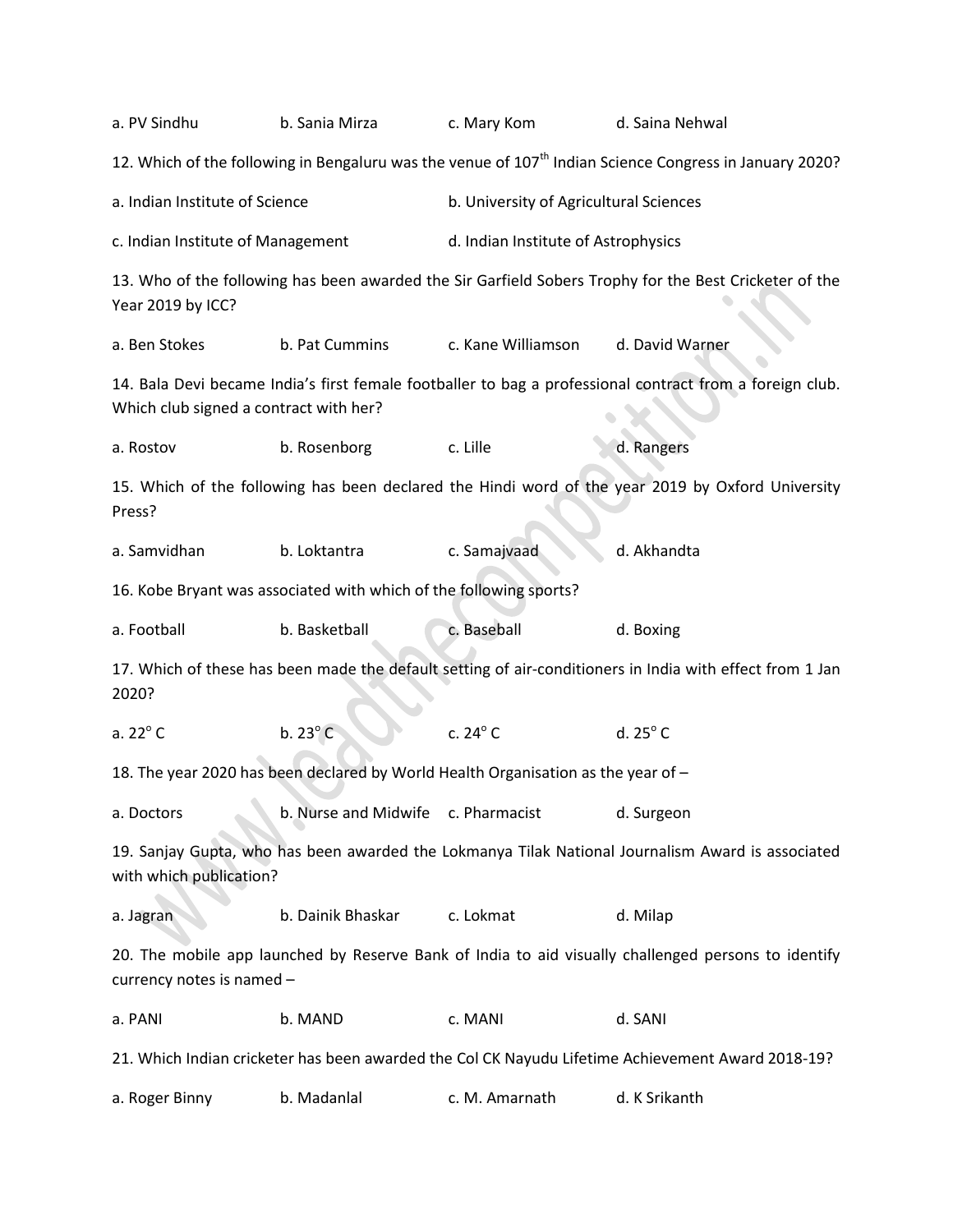a. PV Sindhu b. Sania Mirza c. Mary Kom d. Saina Nehwal

12. Which of the following in Bengaluru was the venue of 107th Indian Science Congress in January 2020?

a. Indian Institute of Science b. University of Agricultural Sciences

c. Indian Institute of Management d. Indian Institute of Astrophysics

13. Who of the following has been awarded the Sir Garfield Sobers Trophy for the Best Cricketer of the Year 2019 by ICC?

a. Ben Stokes b. Pat Cummins c. Kane Williamson d. David Warner

14. Bala Devi became India's first female footballer to bag a professional contract from a foreign club. Which club signed a contract with her?

a. Rostov b. Rosenborg c. Lille d. Rangers

15. Which of the following has been declared the Hindi word of the year 2019 by Oxford University Press?

a. Samvidhan b. Loktantra c. Samajvaad d. Akhandta

16. Kobe Bryant was associated with which of the following sports?

a. Football b. Basketball c. Baseball d. Boxing

17. Which of these has been made the default setting of air-conditioners in India with effect from 1 Jan 2020?

a. 22° C b. 23° C c. 24° C d. 25° C

18. The year 2020 has been declared by World Health Organisation as the year of –

a. Doctors b. Nurse and Midwife c. Pharmacist d. Surgeon

19. Sanjay Gupta, who has been awarded the Lokmanya Tilak National Journalism Award is associated with which publication?

a. Jagran b. Dainik Bhaskar c. Lokmat d. Milap

20. The mobile app launched by Reserve Bank of India to aid visually challenged persons to identify currency notes is named –

a. PANI b. MAND c. MANI d. SANI

21. Which Indian cricketer has been awarded the Col CK Nayudu Lifetime Achievement Award 2018-19?

a. Roger Binny b. Madanlal c. M. Amarnath d. K Srikanth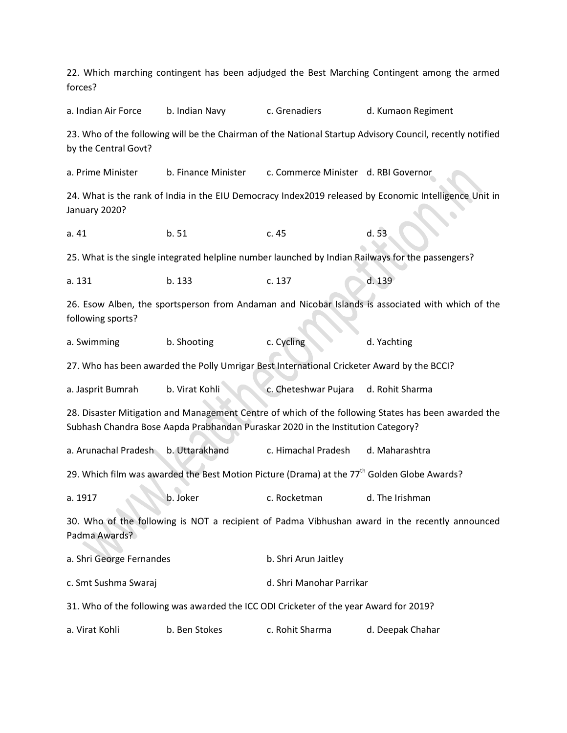22. Which marching contingent has been adjudged the Best Marching Contingent among the armed forces?

a. Indian Air Force    b. Indian Navy    c. Grenadiers    d. Kumaon Regiment

23. Who of the following will be the Chairman of the National Startup Advisory Council, recently notified by the Central Govt?

a. Prime Minister    b. Finance Minister    c. Commerce Minister    d. RBI Governor

24. What is the rank of India in the EIU Democracy Index2019 released by Economic Intelligence Unit in January 2020?

a. 41    b. 51    c. 45    d. 53

25. What is the single integrated helpline number launched by Indian Railways for the passengers?

a. 131    b. 133    c. 137    d. 139

26. Esow Alben, the sportsperson from Andaman and Nicobar Islands is associated with which of the following sports?

a. Swimming    b. Shooting    c. Cycling    d. Yachting

27. Who has been awarded the Polly Umrigar Best International Cricketer Award by the BCCI?

a. Jasprit Bumrah    b. Virat Kohli    c. Cheteshwar Pujara    d. Rohit Sharma

28. Disaster Mitigation and Management Centre of which of the following States has been awarded the Subhash Chandra Bose Aapda Prabhandan Puraskar 2020 in the Institution Category?

a. Arunachal Pradesh    b. Uttarakhand    c. Himachal Pradesh    d. Maharashtra

29. Which film was awarded the Best Motion Picture (Drama) at the 77th Golden Globe Awards?

a. 1917    b. Joker    c. Rocketman    d. The Irishman

30. Who of the following is NOT a recipient of Padma Vibhushan award in the recently announced Padma Awards?

a. Shri George Fernandes    b. Shri Arun Jaitley

c. Smt Sushma Swaraj    d. Shri Manohar Parrikar

31. Who of the following was awarded the ICC ODI Cricketer of the year Award for 2019?

a. Virat Kohli    b. Ben Stokes    c. Rohit Sharma    d. Deepak Chahar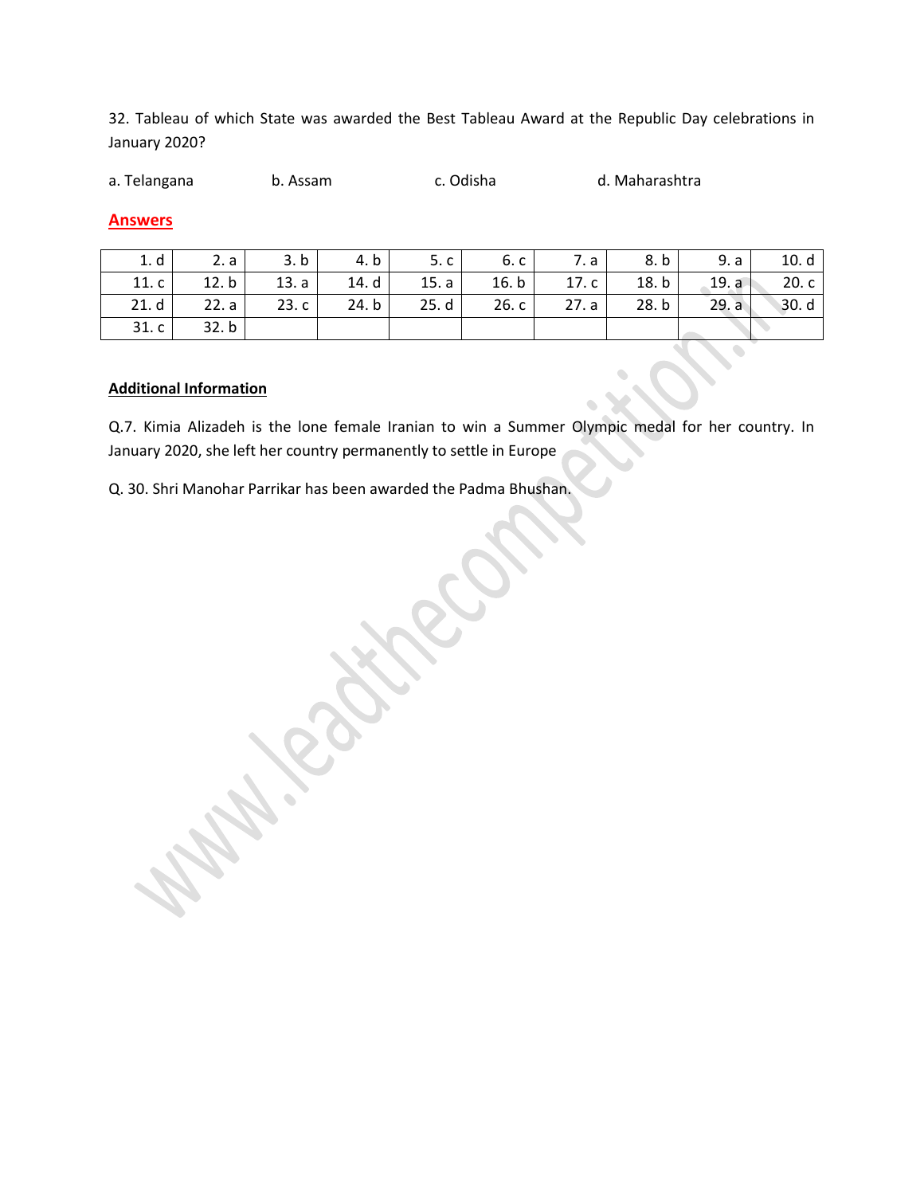32. Tableau of which State was awarded the Best Tableau Award at the Republic Day celebrations in January 2020?

a. Telangana b. Assam c. Odisha d. Maharashtra

## Answers

| | | | | | | | | | |
|---|---|---|---|---|---|---|---|---|---|
| 1. d | 2. a | 3. b | 4. b | 5. c | 6. c | 7. a | 8. b | 9. a | 10. d |
| 11. c | 12. b | 13. a | 14. d | 15. a | 16. b | 17. c | 18. b | 19. a | 20. c |
| 21. d | 22. a | 23. c | 24. b | 25. d | 26. c | 27. a | 28. b | 29. a | 30. d |
| 31. c | 32. b | | | | | | | | |

**Additional Information**

Q.7. Kimia Alizadeh is the lone female Iranian to win a Summer Olympic medal for her country. In January 2020, she left her country permanently to settle in Europe

Q. 30. Shri Manohar Parrikar has been awarded the Padma Bhushan.